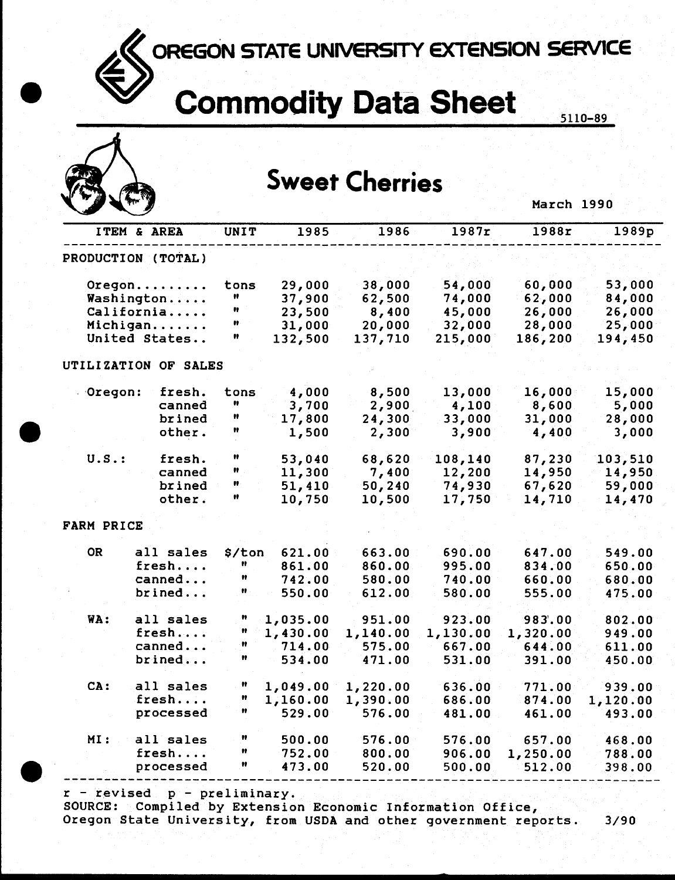# OREGON STATE UNIVERSITY EXTENSION SERVICE

# Commodity Data Sheet

5110-89

## Sweet Cherries

March 1990

| ITEM & AREA | | UNIT | 1985 | 1986 | 1987r | 1988r | 1989p |
|---|---|---|---|---|---|---|---|
| **PRODUCTION (TOTAL)** | | | | | | | |
| Oregon......... | | tons | 29,000 | 38,000 | 54,000 | 60,000 | 53,000 |
| Washington..... | | " | 37,900 | 62,500 | 74,000 | 62,000 | 84,000 |
| California..... | | " | 23,500 | 8,400 | 45,000 | 26,000 | 26,000 |
| Michigan....... | | " | 31,000 | 20,000 | 32,000 | 28,000 | 25,000 |
| United States.. | | " | 132,500 | 137,710 | 215,000 | 186,200 | 194,450 |
| **UTILIZATION OF SALES** | | | | | | | |
| Oregon: | fresh. | tons | 4,000 | 8,500 | 13,000 | 16,000 | 15,000 |
| | canned | " | 3,700 | 2,900 | 4,100 | 8,600 | 5,000 |
| | brined | " | 17,800 | 24,300 | 33,000 | 31,000 | 28,000 |
| | other. | " | 1,500 | 2,300 | 3,900 | 4,400 | 3,000 |
| U.S.: | fresh. | " | 53,040 | 68,620 | 108,140 | 87,230 | 103,510 |
| | canned | " | 11,300 | 7,400 | 12,200 | 14,950 | 14,950 |
| | brined | " | 51,410 | 50,240 | 74,930 | 67,620 | 59,000 |
| | other. | " | 10,750 | 10,500 | 17,750 | 14,710 | 14,470 |
| **FARM PRICE** | | | | | | | |
| OR | all sales | $/ton | 621.00 | 663.00 | 690.00 | 647.00 | 549.00 |
| | fresh.... | " | 861.00 | 860.00 | 995.00 | 834.00 | 650.00 |
| | canned... | " | 742.00 | 580.00 | 740.00 | 660.00 | 680.00 |
| | brined... | " | 550.00 | 612.00 | 580.00 | 555.00 | 475.00 |
| WA: | all sales | " | 1,035.00 | 951.00 | 923.00 | 983.00 | 802.00 |
| | fresh.... | " | 1,430.00 | 1,140.00 | 1,130.00 | 1,320.00 | 949.00 |
| | canned... | " | 714.00 | 575.00 | 667.00 | 644.00 | 611.00 |
| | brined... | " | 534.00 | 471.00 | 531.00 | 391.00 | 450.00 |
| CA: | all sales | " | 1,049.00 | 1,220.00 | 636.00 | 771.00 | 939.00 |
| | fresh.... | " | 1,160.00 | 1,390.00 | 686.00 | 874.00 | 1,120.00 |
| | processed | " | 529.00 | 576.00 | 481.00 | 461.00 | 493.00 |
| MI: | all sales | " | 500.00 | 576.00 | 576.00 | 657.00 | 468.00 |
| | fresh.... | " | 752.00 | 800.00 | 906.00 | 1,250.00 | 788.00 |
| | processed | " | 473.00 | 520.00 | 500.00 | 512.00 | 398.00 |

r - revised p - preliminary.

SOURCE: Compiled by Extension Economic Information Office, Oregon State University, from USDA and other government reports. 3/90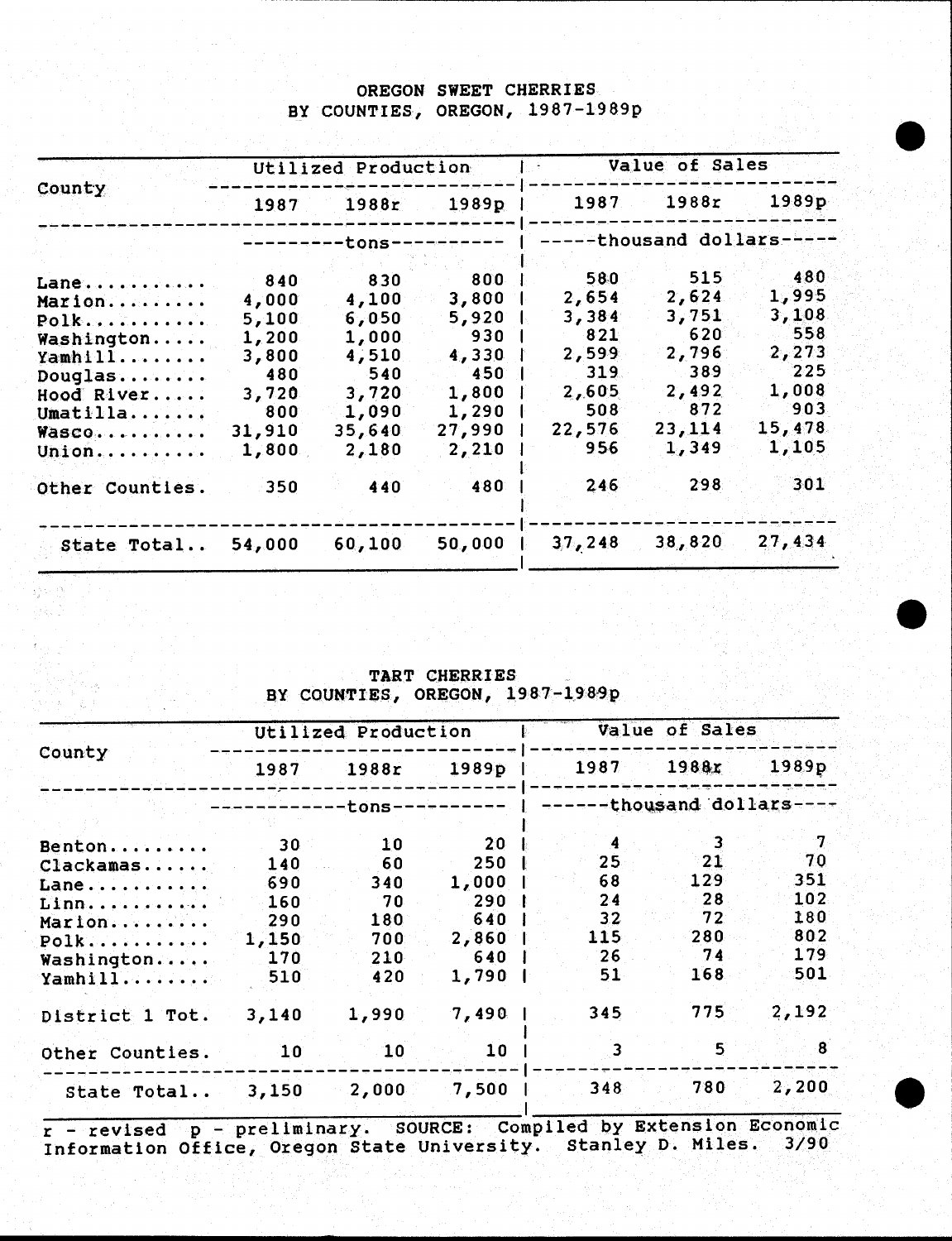## OREGON SWEET CHERRIES
## BY COUNTIES, OREGON, 1987-1989p

| County | Utilized Production | | | Value of Sales | | |
|---|---|---|---|---|---|---|
| | 1987 | 1988r | 1989p | 1987 | 1988r | 1989p |
| | ---------tons--------- | | | -----thousand dollars----- | | |
| Lane.......... | 840 | 830 | 800 | 580 | 515 | 480 |
| Marion......... | 4,000 | 4,100 | 3,800 | 2,654 | 2,624 | 1,995 |
| Polk.......... | 5,100 | 6,050 | 5,920 | 3,384 | 3,751 | 3,108 |
| Washington..... | 1,200 | 1,000 | 930 | 821 | 620 | 558 |
| Yamhill........ | 3,800 | 4,510 | 4,330 | 2,599 | 2,796 | 2,273 |
| Douglas........ | 480 | 540 | 450 | 319 | 389 | 225 |
| Hood River..... | 3,720 | 3,720 | 1,800 | 2,605 | 2,492 | 1,008 |
| Umatilla....... | 800 | 1,090 | 1,290 | 508 | 872 | 903 |
| Wasco.......... | 31,910 | 35,640 | 27,990 | 22,576 | 23,114 | 15,478 |
| Union.......... | 1,800 | 2,180 | 2,210 | 956 | 1,349 | 1,105 |
| Other Counties. | 350 | 440 | 480 | 246 | 298 | 301 |
| State Total.. | 54,000 | 60,100 | 50,000 | 37,248 | 38,820 | 27,434 |

## TART CHERRIES
## BY COUNTIES, OREGON, 1987-1989p

| County | Utilized Production | | | Value of Sales | | |
|---|---|---|---|---|---|---|
| | 1987 | 1988r | 1989p | 1987 | 1988r | 1989p |
| | ------------tons--------- | | | ------thousand dollars---- | | |
| Benton......... | 30 | 10 | 20 | 4 | 3 | 7 |
| Clackamas...... | 140 | 60 | 250 | 25 | 21 | 70 |
| Lane........... | 690 | 340 | 1,000 | 68 | 129 | 351 |
| Linn........... | 160 | 70 | 290 | 24 | 28 | 102 |
| Marion......... | 290 | 180 | 640 | 32 | 72 | 180 |
| Polk........... | 1,150 | 700 | 2,860 | 115 | 280 | 802 |
| Washington..... | 170 | 210 | 640 | 26 | 74 | 179 |
| Yamhill........ | 510 | 420 | 1,790 | 51 | 168 | 501 |
| District 1 Tot. | 3,140 | 1,990 | 7,490 | 345 | 775 | 2,192 |
| Other Counties. | 10 | 10 | 10 | 3 | 5 | 8 |
| State Total.. | 3,150 | 2,000 | 7,500 | 348 | 780 | 2,200 |

r - revised p - preliminary. SOURCE: Compiled by Extension Economic Information Office, Oregon State University. Stanley D. Miles. 3/90